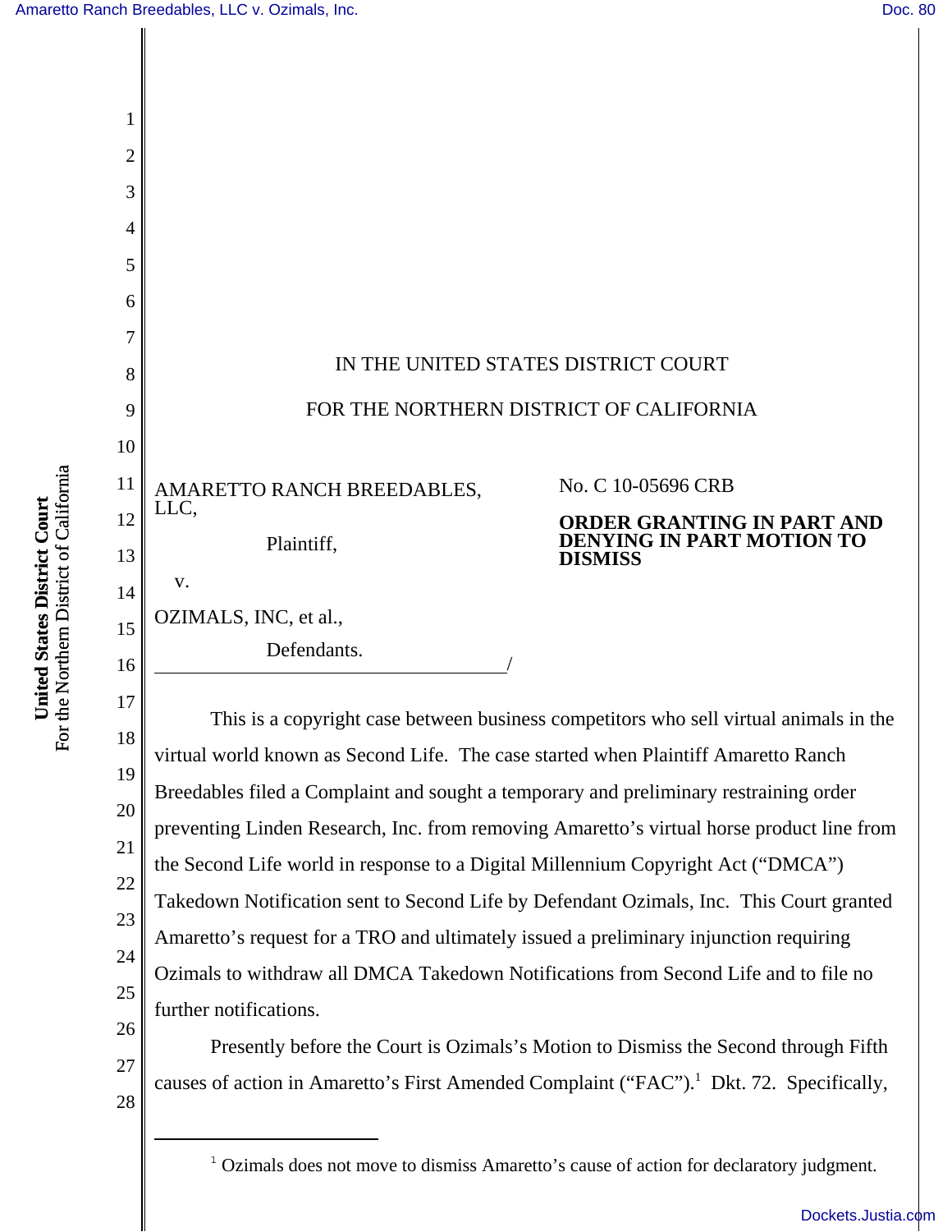IN THE UNITED STATES DISTRICT COURT

FOR THE NORTHERN DISTRICT OF CALIFORNIA

AMARETTO RANCH BREEDABLES, LLC,

Plaintiff,

v.

OZIMALS, INC, et al.,

Defendants.

No. C 10-05696 CRB

**ORDER GRANTING IN PART AND DENYING IN PART MOTION TO DISMISS**

This is a copyright case between business competitors who sell virtual animals in the virtual world known as Second Life. The case started when Plaintiff Amaretto Ranch Breedables filed a Complaint and sought a temporary and preliminary restraining order preventing Linden Research, Inc. from removing Amaretto's virtual horse product line from the Second Life world in response to a Digital Millennium Copyright Act ("DMCA") Takedown Notification sent to Second Life by Defendant Ozimals, Inc. This Court granted Amaretto's request for a TRO and ultimately issued a preliminary injunction requiring Ozimals to withdraw all DMCA Takedown Notifications from Second Life and to file no further notifications.

Presently before the Court is Ozimals's Motion to Dismiss the Second through Fifth causes of action in Amaretto's First Amended Complaint ("FAC").[1] Dkt. 72. Specifically,

[1] Ozimals does not move to dismiss Amaretto's cause of action for declaratory judgment.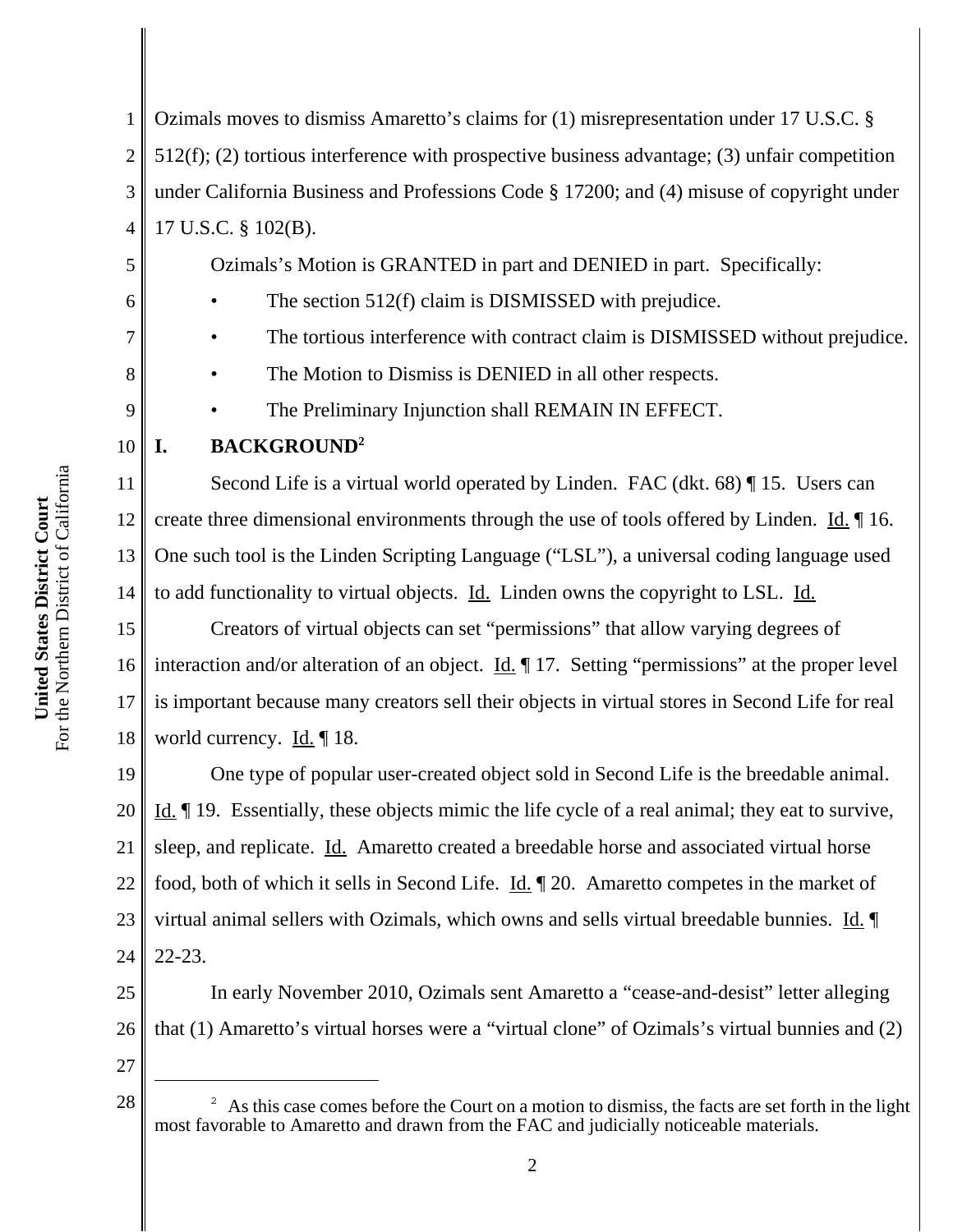Ozimals moves to dismiss Amaretto's claims for (1) misrepresentation under 17 U.S.C. § 512(f); (2) tortious interference with prospective business advantage; (3) unfair competition under California Business and Professions Code § 17200; and (4) misuse of copyright under 17 U.S.C. § 102(B).

Ozimals's Motion is GRANTED in part and DENIED in part. Specifically:

- The section 512(f) claim is DISMISSED with prejudice.
- The tortious interference with contract claim is DISMISSED without prejudice.
- The Motion to Dismiss is DENIED in all other respects.
- The Preliminary Injunction shall REMAIN IN EFFECT.

## I. BACKGROUND[2]

Second Life is a virtual world operated by Linden. FAC (dkt. 68) ¶ 15. Users can create three dimensional environments through the use of tools offered by Linden. Id. ¶ 16. One such tool is the Linden Scripting Language ("LSL"), a universal coding language used to add functionality to virtual objects. Id. Linden owns the copyright to LSL. Id.

Creators of virtual objects can set "permissions" that allow varying degrees of interaction and/or alteration of an object. Id. ¶ 17. Setting "permissions" at the proper level is important because many creators sell their objects in virtual stores in Second Life for real world currency. Id. ¶ 18.

One type of popular user-created object sold in Second Life is the breedable animal. Id. ¶ 19. Essentially, these objects mimic the life cycle of a real animal; they eat to survive, sleep, and replicate. Id. Amaretto created a breedable horse and associated virtual horse food, both of which it sells in Second Life. Id. ¶ 20. Amaretto competes in the market of virtual animal sellers with Ozimals, which owns and sells virtual breedable bunnies. Id. ¶ 22-23.

In early November 2010, Ozimals sent Amaretto a "cease-and-desist" letter alleging that (1) Amaretto's virtual horses were a "virtual clone" of Ozimals's virtual bunnies and (2)

---

[2] As this case comes before the Court on a motion to dismiss, the facts are set forth in the light most favorable to Amaretto and drawn from the FAC and judicially noticeable materials.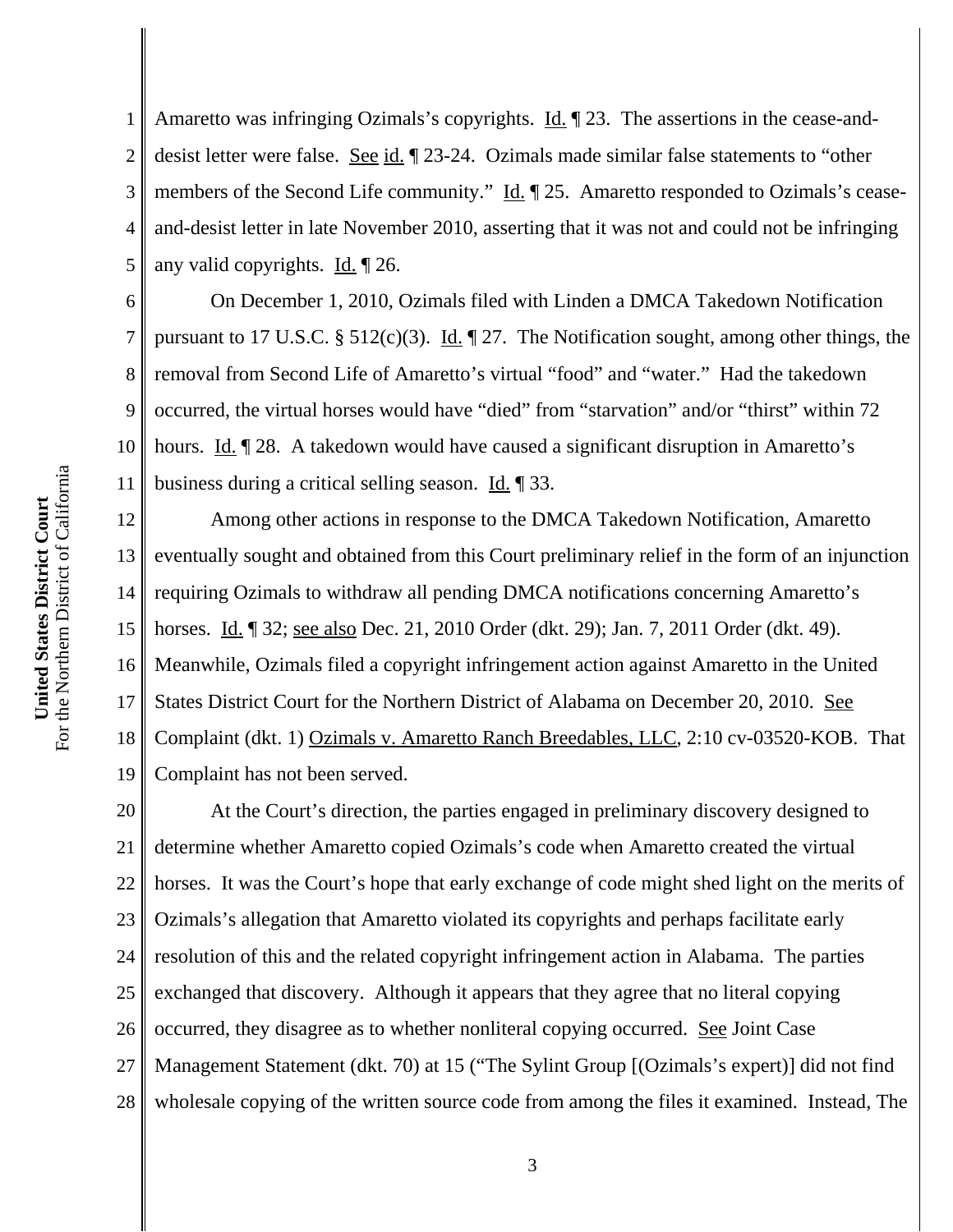Amaretto was infringing Ozimals's copyrights. Id. ¶ 23. The assertions in the cease-and-desist letter were false. See id. ¶ 23-24. Ozimals made similar false statements to "other members of the Second Life community." Id. ¶ 25. Amaretto responded to Ozimals's cease-and-desist letter in late November 2010, asserting that it was not and could not be infringing any valid copyrights. Id. ¶ 26.

On December 1, 2010, Ozimals filed with Linden a DMCA Takedown Notification pursuant to 17 U.S.C. § 512(c)(3). Id. ¶ 27. The Notification sought, among other things, the removal from Second Life of Amaretto's virtual "food" and "water." Had the takedown occurred, the virtual horses would have "died" from "starvation" and/or "thirst" within 72 hours. Id. ¶ 28. A takedown would have caused a significant disruption in Amaretto's business during a critical selling season. Id. ¶ 33.

Among other actions in response to the DMCA Takedown Notification, Amaretto eventually sought and obtained from this Court preliminary relief in the form of an injunction requiring Ozimals to withdraw all pending DMCA notifications concerning Amaretto's horses. Id. ¶ 32; see also Dec. 21, 2010 Order (dkt. 29); Jan. 7, 2011 Order (dkt. 49). Meanwhile, Ozimals filed a copyright infringement action against Amaretto in the United States District Court for the Northern District of Alabama on December 20, 2010. See Complaint (dkt. 1) Ozimals v. Amaretto Ranch Breedables, LLC, 2:10 cv-03520-KOB. That Complaint has not been served.

At the Court's direction, the parties engaged in preliminary discovery designed to determine whether Amaretto copied Ozimals's code when Amaretto created the virtual horses. It was the Court's hope that early exchange of code might shed light on the merits of Ozimals's allegation that Amaretto violated its copyrights and perhaps facilitate early resolution of this and the related copyright infringement action in Alabama. The parties exchanged that discovery. Although it appears that they agree that no literal copying occurred, they disagree as to whether nonliteral copying occurred. See Joint Case Management Statement (dkt. 70) at 15 ("The Sylint Group [(Ozimals's expert)] did not find wholesale copying of the written source code from among the files it examined. Instead, The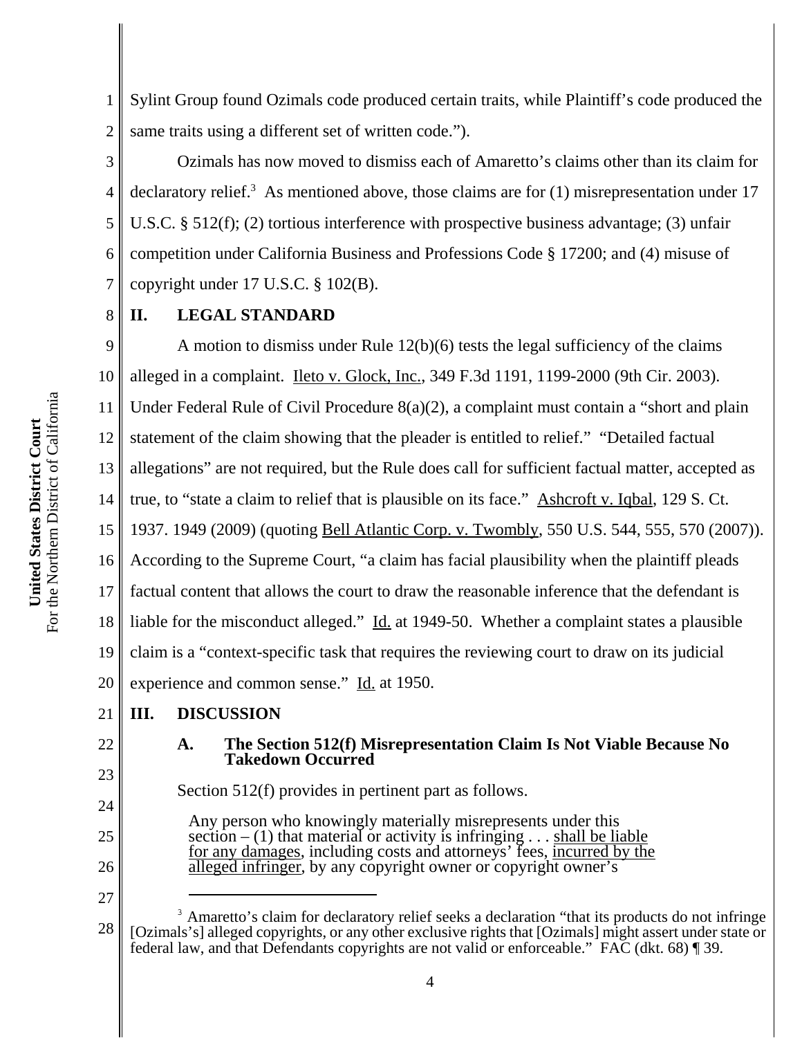Sylint Group found Ozimals code produced certain traits, while Plaintiff's code produced the same traits using a different set of written code.").

Ozimals has now moved to dismiss each of Amaretto's claims other than its claim for declaratory relief.[3] As mentioned above, those claims are for (1) misrepresentation under 17 U.S.C. § 512(f); (2) tortious interference with prospective business advantage; (3) unfair competition under California Business and Professions Code § 17200; and (4) misuse of copyright under 17 U.S.C. § 102(B).

## II. LEGAL STANDARD

A motion to dismiss under Rule 12(b)(6) tests the legal sufficiency of the claims alleged in a complaint. Ileto v. Glock, Inc., 349 F.3d 1191, 1199-2000 (9th Cir. 2003). Under Federal Rule of Civil Procedure 8(a)(2), a complaint must contain a "short and plain statement of the claim showing that the pleader is entitled to relief." "Detailed factual allegations" are not required, but the Rule does call for sufficient factual matter, accepted as true, to "state a claim to relief that is plausible on its face." Ashcroft v. Iqbal, 129 S. Ct. 1937. 1949 (2009) (quoting Bell Atlantic Corp. v. Twombly, 550 U.S. 544, 555, 570 (2007)). According to the Supreme Court, "a claim has facial plausibility when the plaintiff pleads factual content that allows the court to draw the reasonable inference that the defendant is liable for the misconduct alleged." Id. at 1949-50. Whether a complaint states a plausible claim is a "context-specific task that requires the reviewing court to draw on its judicial experience and common sense." Id. at 1950.

## III. DISCUSSION

### A. The Section 512(f) Misrepresentation Claim Is Not Viable Because No Takedown Occurred

Section 512(f) provides in pertinent part as follows.

> Any person who knowingly materially misrepresents under this section – (1) that material or activity is infringing . . . shall be liable for any damages, including costs and attorneys' fees, incurred by the alleged infringer, by any copyright owner or copyright owner's

---

[3] Amaretto's claim for declaratory relief seeks a declaration "that its products do not infringe [Ozimals's] alleged copyrights, or any other exclusive rights that [Ozimals] might assert under state or federal law, and that Defendants copyrights are not valid or enforceable." FAC (dkt. 68) ¶ 39.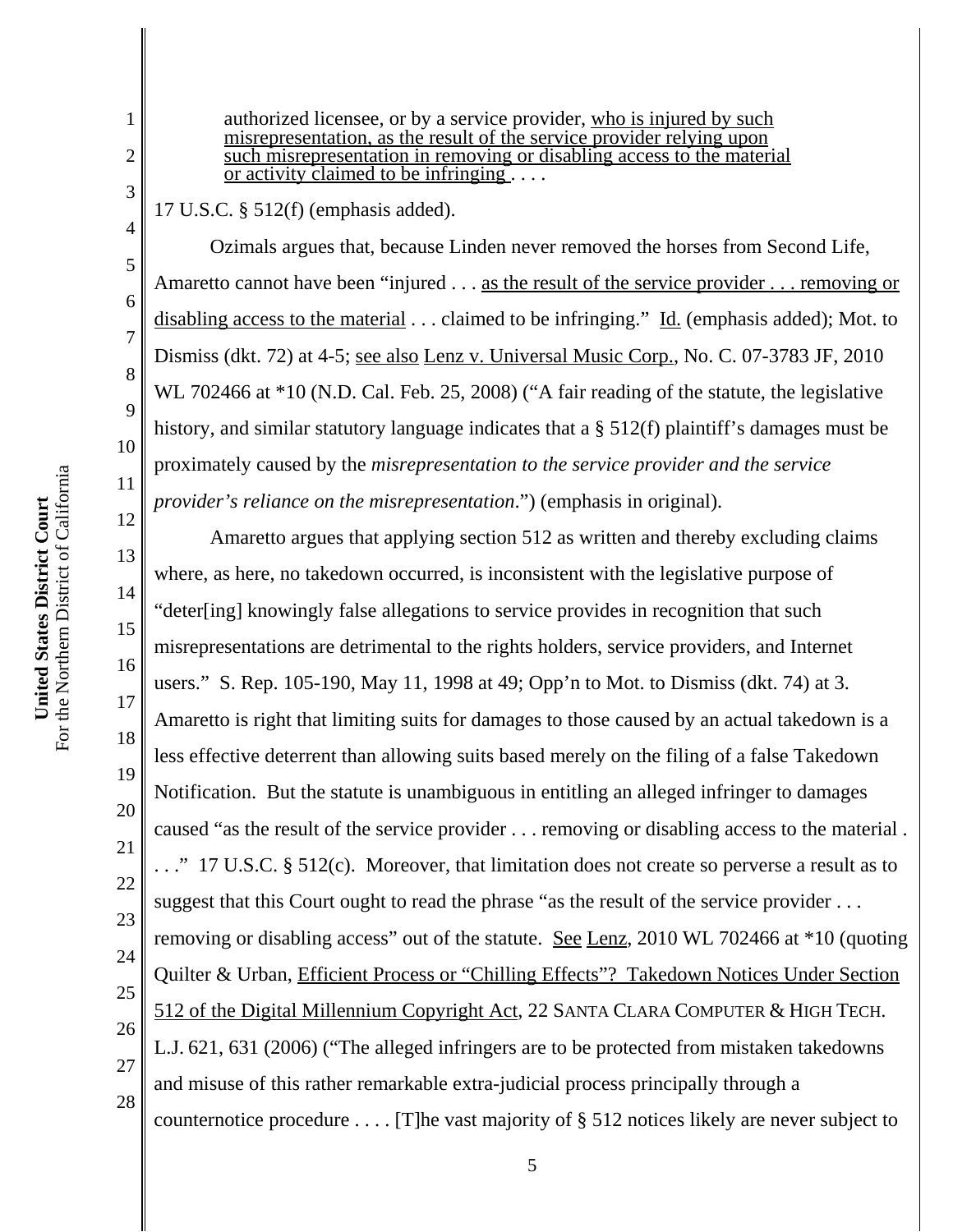> authorized licensee, or by a service provider, who is injured by such misrepresentation, as the result of the service provider relying upon such misrepresentation in removing or disabling access to the material or activity claimed to be infringing . . . .

17 U.S.C. § 512(f) (emphasis added).

Ozimals argues that, because Linden never removed the horses from Second Life, Amaretto cannot have been "injured . . . as the result of the service provider . . . removing or disabling access to the material . . . claimed to be infringing." Id. (emphasis added); Mot. to Dismiss (dkt. 72) at 4-5; see also Lenz v. Universal Music Corp., No. C. 07-3783 JF, 2010 WL 702466 at *10 (N.D. Cal. Feb. 25, 2008) ("A fair reading of the statute, the legislative history, and similar statutory language indicates that a § 512(f) plaintiff's damages must be proximately caused by the *misrepresentation to the service provider and the service provider's reliance on the misrepresentation*.") (emphasis in original).

Amaretto argues that applying section 512 as written and thereby excluding claims where, as here, no takedown occurred, is inconsistent with the legislative purpose of "deter[ing] knowingly false allegations to service provides in recognition that such misrepresentations are detrimental to the rights holders, service providers, and Internet users." S. Rep. 105-190, May 11, 1998 at 49; Opp'n to Mot. to Dismiss (dkt. 74) at 3. Amaretto is right that limiting suits for damages to those caused by an actual takedown is a less effective deterrent than allowing suits based merely on the filing of a false Takedown Notification. But the statute is unambiguous in entitling an alleged infringer to damages caused "as the result of the service provider . . . removing or disabling access to the material . . . ." 17 U.S.C. § 512(c). Moreover, that limitation does not create so perverse a result as to suggest that this Court ought to read the phrase "as the result of the service provider . . . removing or disabling access" out of the statute. See Lenz, 2010 WL 702466 at *10 (quoting Quilter & Urban, Efficient Process or "Chilling Effects"? Takedown Notices Under Section 512 of the Digital Millennium Copyright Act, 22 SANTA CLARA COMPUTER & HIGH TECH. L.J. 621, 631 (2006) ("The alleged infringers are to be protected from mistaken takedowns and misuse of this rather remarkable extra-judicial process principally through a counternotice procedure . . . . [T]he vast majority of § 512 notices likely are never subject to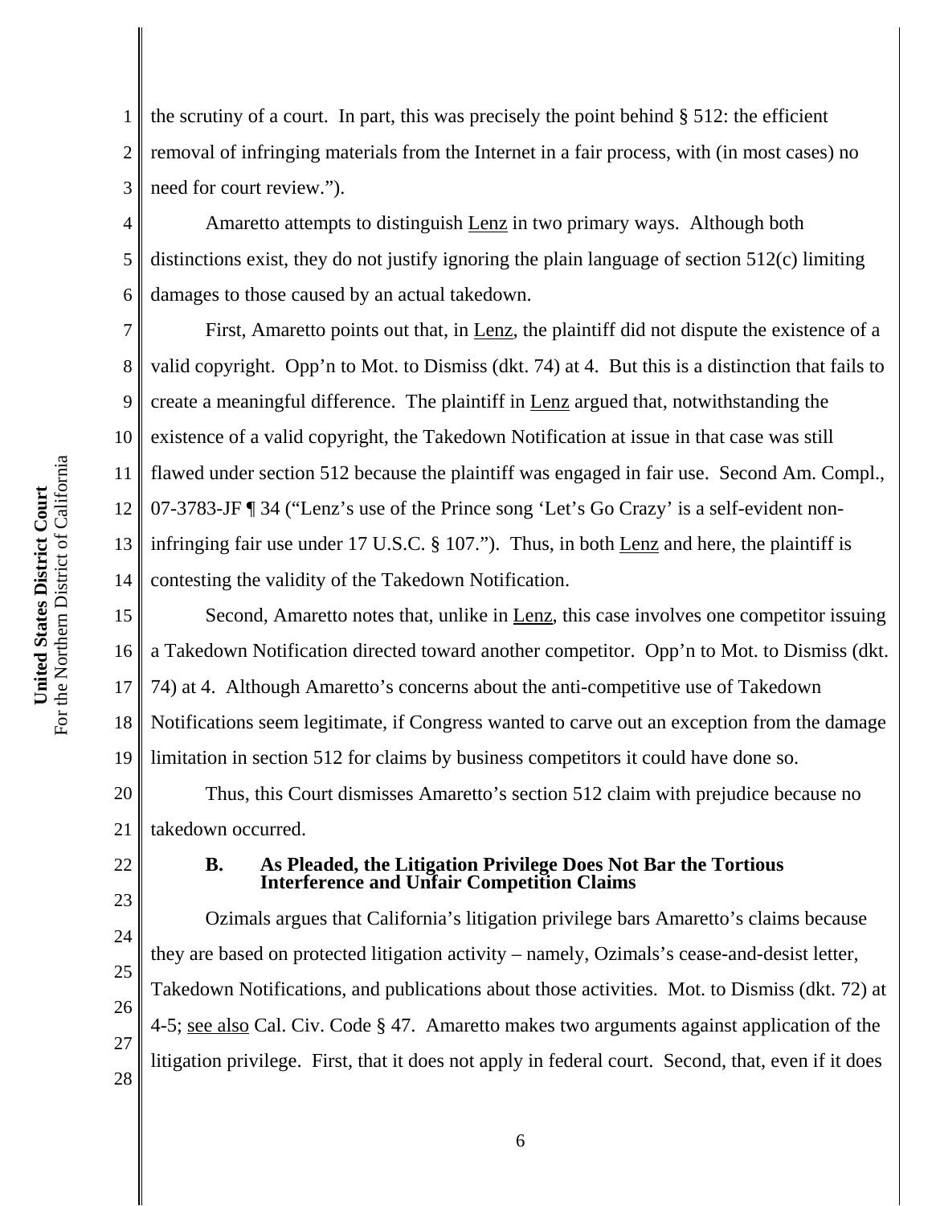the scrutiny of a court. In part, this was precisely the point behind § 512: the efficient removal of infringing materials from the Internet in a fair process, with (in most cases) no need for court review.").

Amaretto attempts to distinguish Lenz in two primary ways. Although both distinctions exist, they do not justify ignoring the plain language of section 512(c) limiting damages to those caused by an actual takedown.

First, Amaretto points out that, in Lenz, the plaintiff did not dispute the existence of a valid copyright. Opp'n to Mot. to Dismiss (dkt. 74) at 4. But this is a distinction that fails to create a meaningful difference. The plaintiff in Lenz argued that, notwithstanding the existence of a valid copyright, the Takedown Notification at issue in that case was still flawed under section 512 because the plaintiff was engaged in fair use. Second Am. Compl., 07-3783-JF ¶ 34 ("Lenz's use of the Prince song 'Let's Go Crazy' is a self-evident non-infringing fair use under 17 U.S.C. § 107."). Thus, in both Lenz and here, the plaintiff is contesting the validity of the Takedown Notification.

Second, Amaretto notes that, unlike in Lenz, this case involves one competitor issuing a Takedown Notification directed toward another competitor. Opp'n to Mot. to Dismiss (dkt. 74) at 4. Although Amaretto's concerns about the anti-competitive use of Takedown Notifications seem legitimate, if Congress wanted to carve out an exception from the damage limitation in section 512 for claims by business competitors it could have done so.

Thus, this Court dismisses Amaretto's section 512 claim with prejudice because no takedown occurred.

### B. As Pleaded, the Litigation Privilege Does Not Bar the Tortious Interference and Unfair Competition Claims

Ozimals argues that California's litigation privilege bars Amaretto's claims because they are based on protected litigation activity – namely, Ozimals's cease-and-desist letter, Takedown Notifications, and publications about those activities. Mot. to Dismiss (dkt. 72) at 4-5; see also Cal. Civ. Code § 47. Amaretto makes two arguments against application of the litigation privilege. First, that it does not apply in federal court. Second, that, even if it does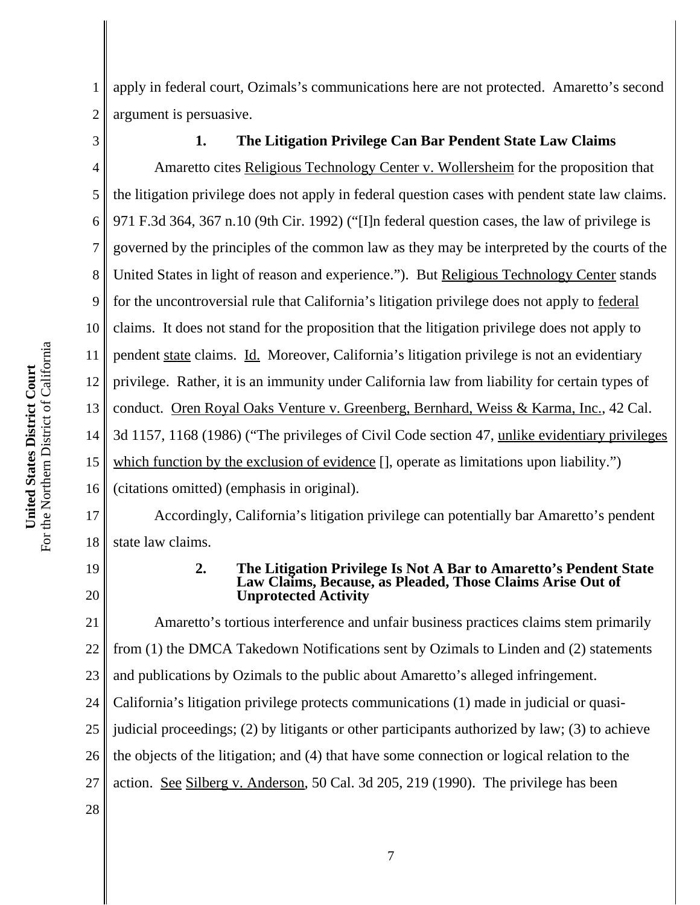apply in federal court, Ozimals's communications here are not protected. Amaretto's second argument is persuasive.

### 1. The Litigation Privilege Can Bar Pendent State Law Claims

Amaretto cites Religious Technology Center v. Wollersheim for the proposition that the litigation privilege does not apply in federal question cases with pendent state law claims. 971 F.3d 364, 367 n.10 (9th Cir. 1992) ("[I]n federal question cases, the law of privilege is governed by the principles of the common law as they may be interpreted by the courts of the United States in light of reason and experience."). But Religious Technology Center stands for the uncontroversial rule that California's litigation privilege does not apply to federal claims. It does not stand for the proposition that the litigation privilege does not apply to pendent state claims. Id. Moreover, California's litigation privilege is not an evidentiary privilege. Rather, it is an immunity under California law from liability for certain types of conduct. Oren Royal Oaks Venture v. Greenberg, Bernhard, Weiss & Karma, Inc., 42 Cal. 3d 1157, 1168 (1986) ("The privileges of Civil Code section 47, unlike evidentiary privileges which function by the exclusion of evidence [], operate as limitations upon liability.") (citations omitted) (emphasis in original).

Accordingly, California's litigation privilege can potentially bar Amaretto's pendent state law claims.

### 2. The Litigation Privilege Is Not A Bar to Amaretto's Pendent State Law Claims, Because, as Pleaded, Those Claims Arise Out of Unprotected Activity

Amaretto's tortious interference and unfair business practices claims stem primarily from (1) the DMCA Takedown Notifications sent by Ozimals to Linden and (2) statements and publications by Ozimals to the public about Amaretto's alleged infringement. California's litigation privilege protects communications (1) made in judicial or quasi-judicial proceedings; (2) by litigants or other participants authorized by law; (3) to achieve the objects of the litigation; and (4) that have some connection or logical relation to the action. See Silberg v. Anderson, 50 Cal. 3d 205, 219 (1990). The privilege has been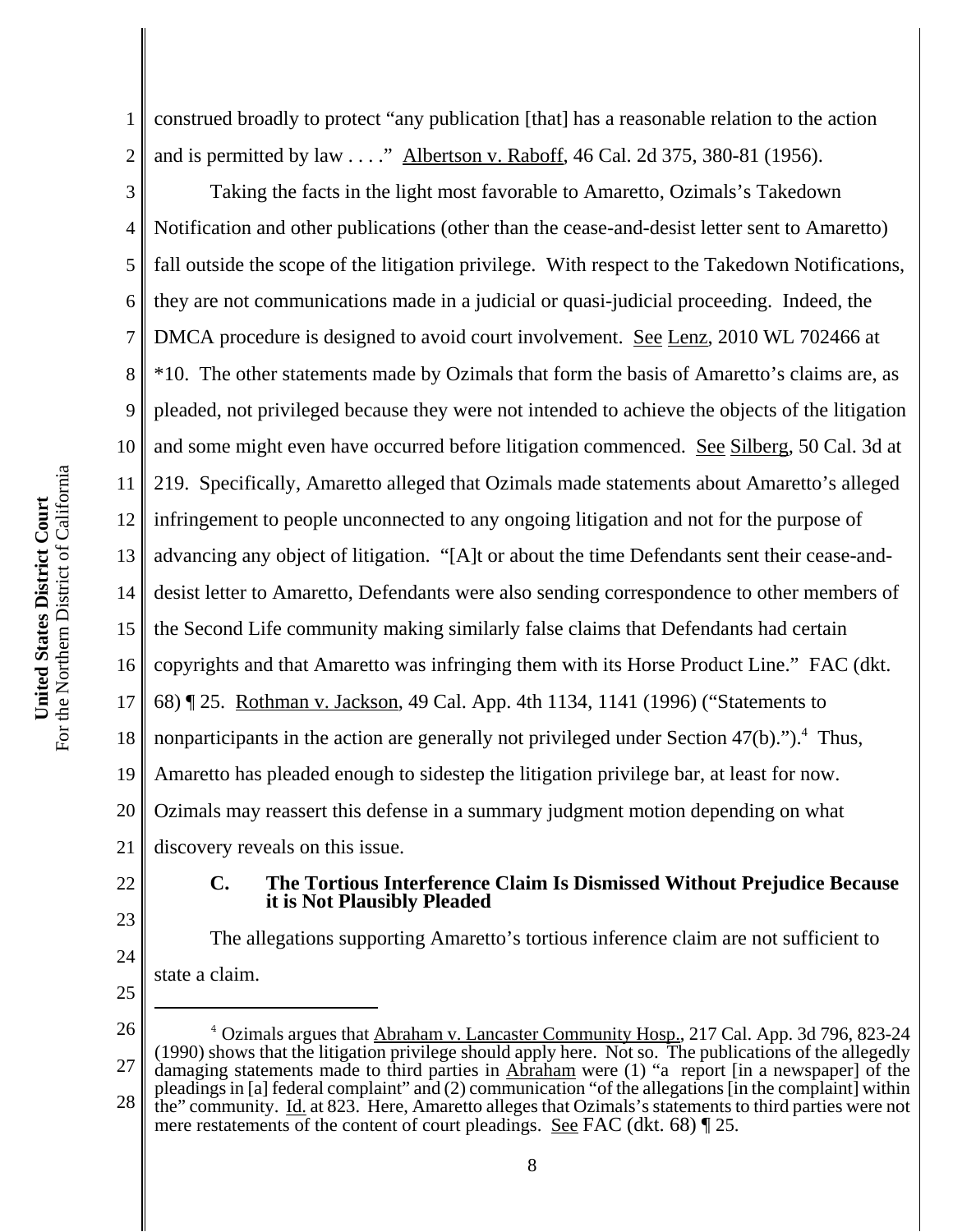construed broadly to protect "any publication [that] has a reasonable relation to the action and is permitted by law . . . ." Albertson v. Raboff, 46 Cal. 2d 375, 380-81 (1956).

Taking the facts in the light most favorable to Amaretto, Ozimals's Takedown Notification and other publications (other than the cease-and-desist letter sent to Amaretto) fall outside the scope of the litigation privilege. With respect to the Takedown Notifications, they are not communications made in a judicial or quasi-judicial proceeding. Indeed, the DMCA procedure is designed to avoid court involvement. See Lenz, 2010 WL 702466 at *10. The other statements made by Ozimals that form the basis of Amaretto's claims are, as pleaded, not privileged because they were not intended to achieve the objects of the litigation and some might even have occurred before litigation commenced. See Silberg, 50 Cal. 3d at 219. Specifically, Amaretto alleged that Ozimals made statements about Amaretto's alleged infringement to people unconnected to any ongoing litigation and not for the purpose of advancing any object of litigation. "[A]t or about the time Defendants sent their cease-and-desist letter to Amaretto, Defendants were also sending correspondence to other members of the Second Life community making similarly false claims that Defendants had certain copyrights and that Amaretto was infringing them with its Horse Product Line." FAC (dkt. 68) ¶ 25. Rothman v. Jackson, 49 Cal. App. 4th 1134, 1141 (1996) ("Statements to nonparticipants in the action are generally not privileged under Section 47(b).").[4] Thus, Amaretto has pleaded enough to sidestep the litigation privilege bar, at least for now. Ozimals may reassert this defense in a summary judgment motion depending on what discovery reveals on this issue.

### C. The Tortious Interference Claim Is Dismissed Without Prejudice Because it is Not Plausibly Pleaded

The allegations supporting Amaretto's tortious inference claim are not sufficient to state a claim.

---

[4] Ozimals argues that Abraham v. Lancaster Community Hosp., 217 Cal. App. 3d 796, 823-24 (1990) shows that the litigation privilege should apply here. Not so. The publications of the allegedly damaging statements made to third parties in Abraham were (1) "a report [in a newspaper] of the pleadings in [a] federal complaint" and (2) communication "of the allegations [in the complaint] within the" community. Id. at 823. Here, Amaretto alleges that Ozimals's statements to third parties were not mere restatements of the content of court pleadings. See FAC (dkt. 68) ¶ 25.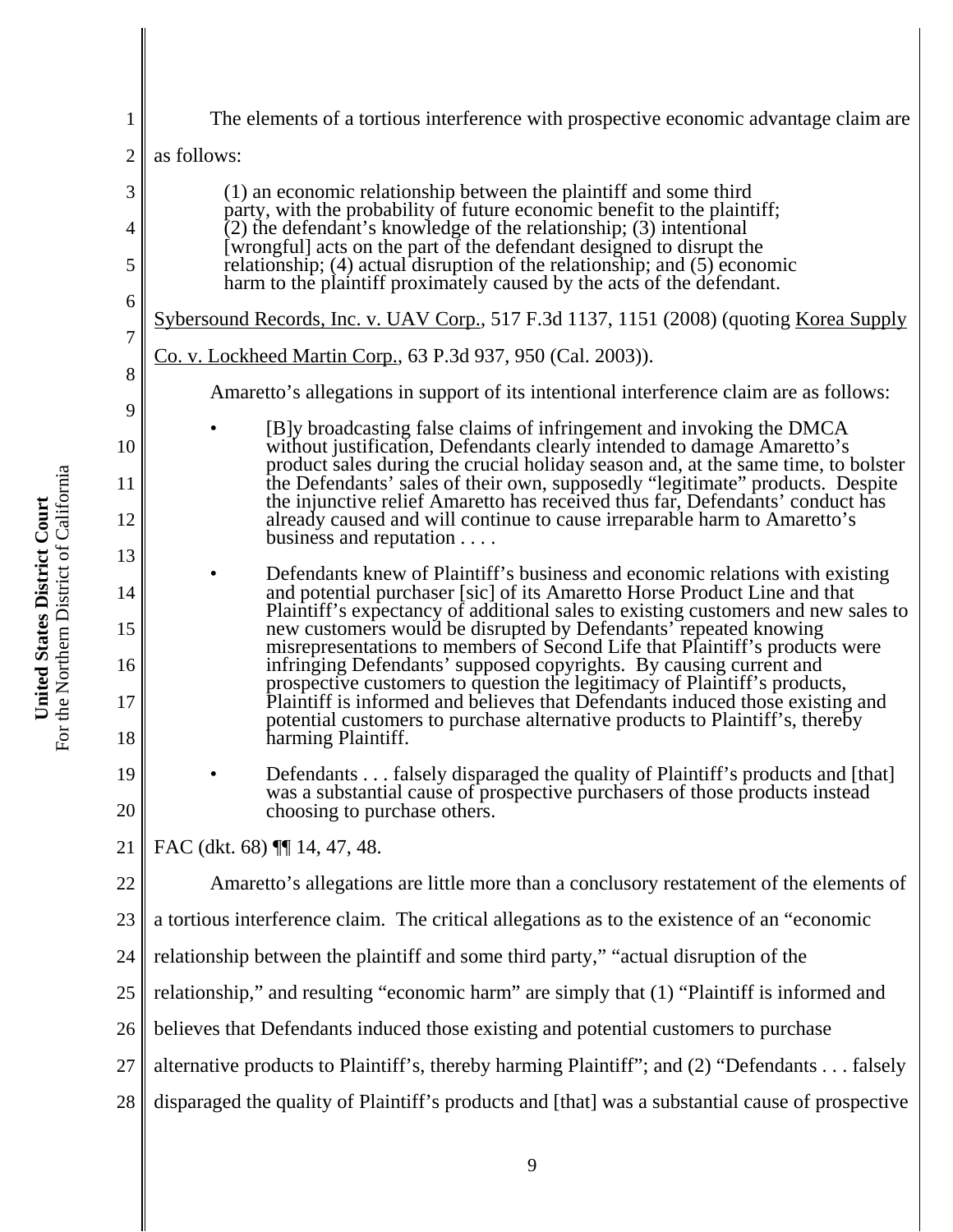The elements of a tortious interference with prospective economic advantage claim are as follows:

> (1) an economic relationship between the plaintiff and some third party, with the probability of future economic benefit to the plaintiff; (2) the defendant's knowledge of the relationship; (3) intentional [wrongful] acts on the part of the defendant designed to disrupt the relationship; (4) actual disruption of the relationship; and (5) economic harm to the plaintiff proximately caused by the acts of the defendant.

Sybersound Records, Inc. v. UAV Corp., 517 F.3d 1137, 1151 (2008) (quoting Korea Supply Co. v. Lockheed Martin Corp., 63 P.3d 937, 950 (Cal. 2003)).

Amaretto's allegations in support of its intentional interference claim are as follows:

- [B]y broadcasting false claims of infringement and invoking the DMCA without justification, Defendants clearly intended to damage Amaretto's product sales during the crucial holiday season and, at the same time, to bolster the Defendants' sales of their own, supposedly "legitimate" products. Despite the injunctive relief Amaretto has received thus far, Defendants' conduct has already caused and will continue to cause irreparable harm to Amaretto's business and reputation . . . .
- Defendants knew of Plaintiff's business and economic relations with existing and potential purchaser [sic] of its Amaretto Horse Product Line and that Plaintiff's expectancy of additional sales to existing customers and new sales to new customers would be disrupted by Defendants' repeated knowing misrepresentations to members of Second Life that Plaintiff's products were infringing Defendants' supposed copyrights. By causing current and prospective customers to question the legitimacy of Plaintiff's products, Plaintiff is informed and believes that Defendants induced those existing and potential customers to purchase alternative products to Plaintiff's, thereby harming Plaintiff.
- Defendants . . . falsely disparaged the quality of Plaintiff's products and [that] was a substantial cause of prospective purchasers of those products instead choosing to purchase others.

FAC (dkt. 68) ¶¶ 14, 47, 48.

Amaretto's allegations are little more than a conclusory restatement of the elements of a tortious interference claim. The critical allegations as to the existence of an "economic relationship between the plaintiff and some third party," "actual disruption of the relationship," and resulting "economic harm" are simply that (1) "Plaintiff is informed and believes that Defendants induced those existing and potential customers to purchase alternative products to Plaintiff's, thereby harming Plaintiff"; and (2) "Defendants . . . falsely disparaged the quality of Plaintiff's products and [that] was a substantial cause of prospective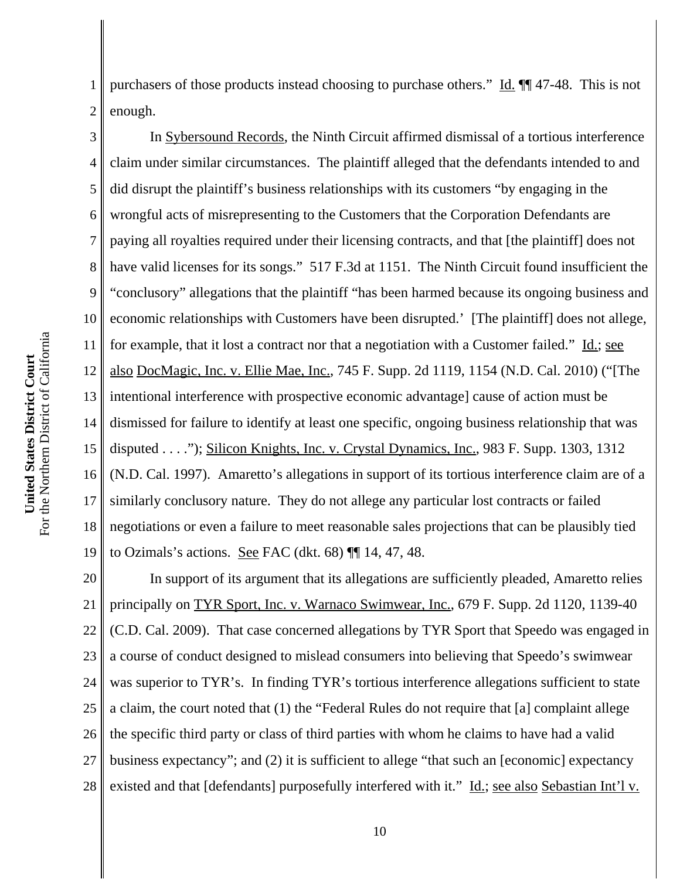purchasers of those products instead choosing to purchase others." Id. ¶¶ 47-48. This is not enough.

In Sybersound Records, the Ninth Circuit affirmed dismissal of a tortious interference claim under similar circumstances. The plaintiff alleged that the defendants intended to and did disrupt the plaintiff's business relationships with its customers "by engaging in the wrongful acts of misrepresenting to the Customers that the Corporation Defendants are paying all royalties required under their licensing contracts, and that [the plaintiff] does not have valid licenses for its songs." 517 F.3d at 1151. The Ninth Circuit found insufficient the "conclusory" allegations that the plaintiff "has been harmed because its ongoing business and economic relationships with Customers have been disrupted.' [The plaintiff] does not allege, for example, that it lost a contract nor that a negotiation with a Customer failed." Id.; see also DocMagic, Inc. v. Ellie Mae, Inc., 745 F. Supp. 2d 1119, 1154 (N.D. Cal. 2010) ("[The intentional interference with prospective economic advantage] cause of action must be dismissed for failure to identify at least one specific, ongoing business relationship that was disputed . . . ."); Silicon Knights, Inc. v. Crystal Dynamics, Inc., 983 F. Supp. 1303, 1312 (N.D. Cal. 1997). Amaretto's allegations in support of its tortious interference claim are of a similarly conclusory nature. They do not allege any particular lost contracts or failed negotiations or even a failure to meet reasonable sales projections that can be plausibly tied to Ozimals's actions. See FAC (dkt. 68) ¶¶ 14, 47, 48.

In support of its argument that its allegations are sufficiently pleaded, Amaretto relies principally on TYR Sport, Inc. v. Warnaco Swimwear, Inc., 679 F. Supp. 2d 1120, 1139-40 (C.D. Cal. 2009). That case concerned allegations by TYR Sport that Speedo was engaged in a course of conduct designed to mislead consumers into believing that Speedo's swimwear was superior to TYR's. In finding TYR's tortious interference allegations sufficient to state a claim, the court noted that (1) the "Federal Rules do not require that [a] complaint allege the specific third party or class of third parties with whom he claims to have had a valid business expectancy"; and (2) it is sufficient to allege "that such an [economic] expectancy existed and that [defendants] purposefully interfered with it." Id.; see also Sebastian Int'l v.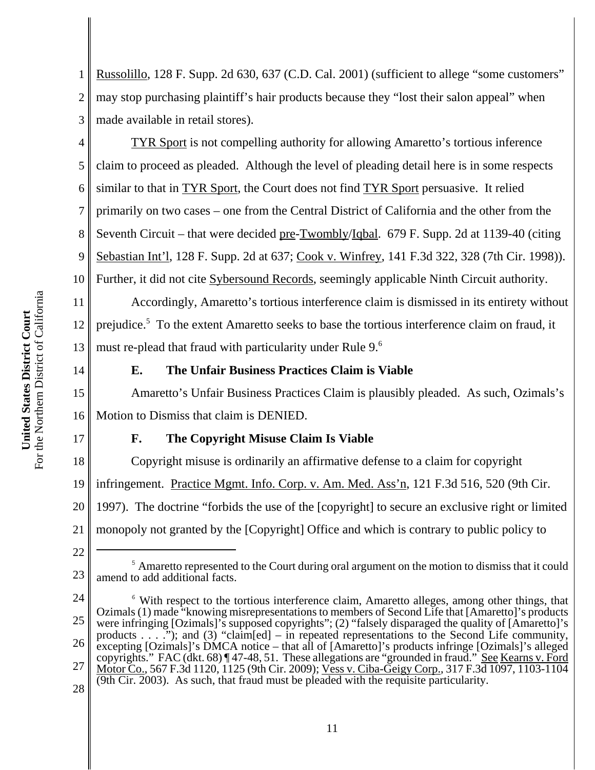Russolillo, 128 F. Supp. 2d 630, 637 (C.D. Cal. 2001) (sufficient to allege "some customers" may stop purchasing plaintiff's hair products because they "lost their salon appeal" when made available in retail stores).

TYR Sport is not compelling authority for allowing Amaretto's tortious inference claim to proceed as pleaded. Although the level of pleading detail here is in some respects similar to that in TYR Sport, the Court does not find TYR Sport persuasive. It relied primarily on two cases – one from the Central District of California and the other from the Seventh Circuit – that were decided pre-Twombly/Iqbal. 679 F. Supp. 2d at 1139-40 (citing Sebastian Int'l, 128 F. Supp. 2d at 637; Cook v. Winfrey, 141 F.3d 322, 328 (7th Cir. 1998)). Further, it did not cite Sybersound Records, seemingly applicable Ninth Circuit authority.

Accordingly, Amaretto's tortious interference claim is dismissed in its entirety without prejudice.[5] To the extent Amaretto seeks to base the tortious interference claim on fraud, it must re-plead that fraud with particularity under Rule 9.[6]

### E. The Unfair Business Practices Claim is Viable

Amaretto's Unfair Business Practices Claim is plausibly pleaded. As such, Ozimals's Motion to Dismiss that claim is DENIED.

### F. The Copyright Misuse Claim Is Viable

Copyright misuse is ordinarily an affirmative defense to a claim for copyright infringement. Practice Mgmt. Info. Corp. v. Am. Med. Ass'n, 121 F.3d 516, 520 (9th Cir. 1997). The doctrine "forbids the use of the [copyright] to secure an exclusive right or limited monopoly not granted by the [Copyright] Office and which is contrary to public policy to

---

[5] Amaretto represented to the Court during oral argument on the motion to dismiss that it could amend to add additional facts.

[6] With respect to the tortious interference claim, Amaretto alleges, among other things, that Ozimals (1) made "knowing misrepresentations to members of Second Life that [Amaretto]'s products were infringing [Ozimals]'s supposed copyrights"; (2) "falsely disparaged the quality of [Amaretto]'s products . . . ."); and (3) "claim[ed] – in repeated representations to the Second Life community, excepting [Ozimals]'s DMCA notice – that all of [Amaretto]'s products infringe [Ozimals]'s alleged copyrights." FAC (dkt. 68) ¶ 47-48, 51. These allegations are "grounded in fraud." See Kearns v. Ford Motor Co., 567 F.3d 1120, 1125 (9th Cir. 2009); Vess v. Ciba-Geigy Corp., 317 F.3d 1097, 1103-1104 (9th Cir. 2003). As such, that fraud must be pleaded with the requisite particularity.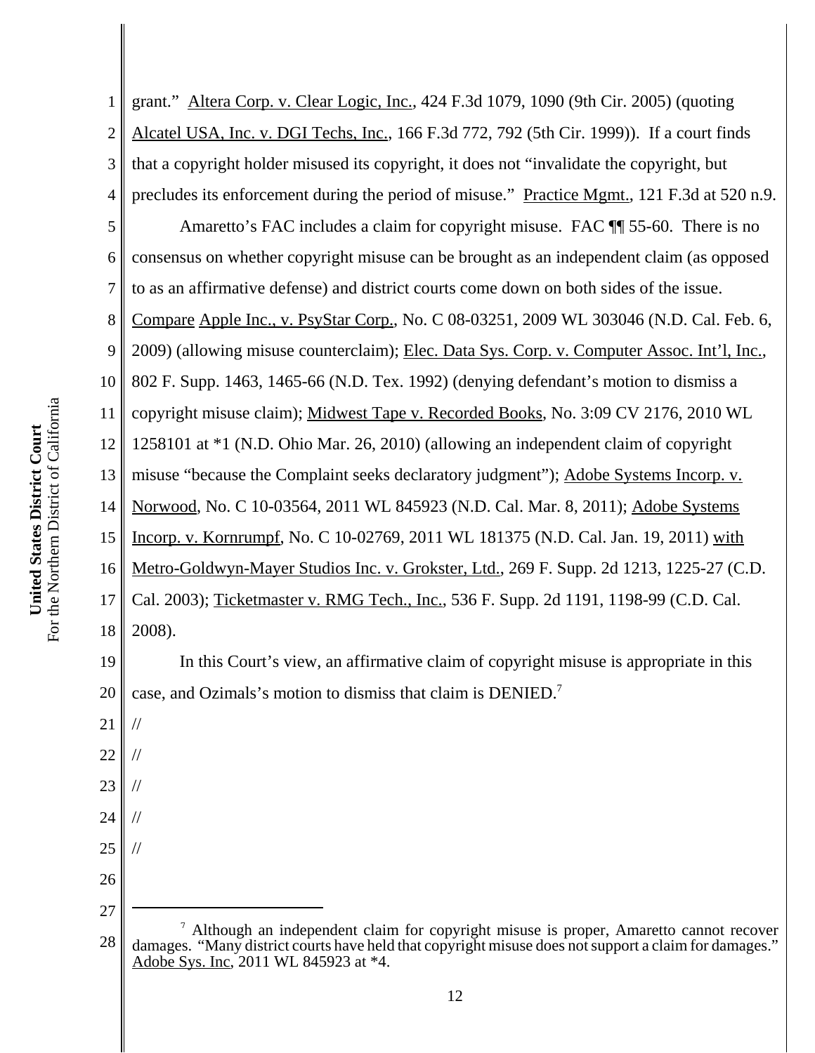grant." Altera Corp. v. Clear Logic, Inc., 424 F.3d 1079, 1090 (9th Cir. 2005) (quoting Alcatel USA, Inc. v. DGI Techs, Inc., 166 F.3d 772, 792 (5th Cir. 1999)). If a court finds that a copyright holder misused its copyright, it does not "invalidate the copyright, but precludes its enforcement during the period of misuse." Practice Mgmt., 121 F.3d at 520 n.9.

Amaretto's FAC includes a claim for copyright misuse. FAC ¶¶ 55-60. There is no consensus on whether copyright misuse can be brought as an independent claim (as opposed to as an affirmative defense) and district courts come down on both sides of the issue. Compare Apple Inc., v. PsyStar Corp., No. C 08-03251, 2009 WL 303046 (N.D. Cal. Feb. 6, 2009) (allowing misuse counterclaim); Elec. Data Sys. Corp. v. Computer Assoc. Int'l, Inc., 802 F. Supp. 1463, 1465-66 (N.D. Tex. 1992) (denying defendant's motion to dismiss a copyright misuse claim); Midwest Tape v. Recorded Books, No. 3:09 CV 2176, 2010 WL 1258101 at *1 (N.D. Ohio Mar. 26, 2010) (allowing an independent claim of copyright misuse "because the Complaint seeks declaratory judgment"); Adobe Systems Incorp. v. Norwood, No. C 10-03564, 2011 WL 845923 (N.D. Cal. Mar. 8, 2011); Adobe Systems Incorp. v. Kornrumpf, No. C 10-02769, 2011 WL 181375 (N.D. Cal. Jan. 19, 2011) with Metro-Goldwyn-Mayer Studios Inc. v. Grokster, Ltd., 269 F. Supp. 2d 1213, 1225-27 (C.D. Cal. 2003); Ticketmaster v. RMG Tech., Inc., 536 F. Supp. 2d 1191, 1198-99 (C.D. Cal. 2008).

In this Court's view, an affirmative claim of copyright misuse is appropriate in this case, and Ozimals's motion to dismiss that claim is DENIED.[7]

//

//

//

//

//

[7] Although an independent claim for copyright misuse is proper, Amaretto cannot recover damages. "Many district courts have held that copyright misuse does not support a claim for damages." Adobe Sys. Inc, 2011 WL 845923 at *4.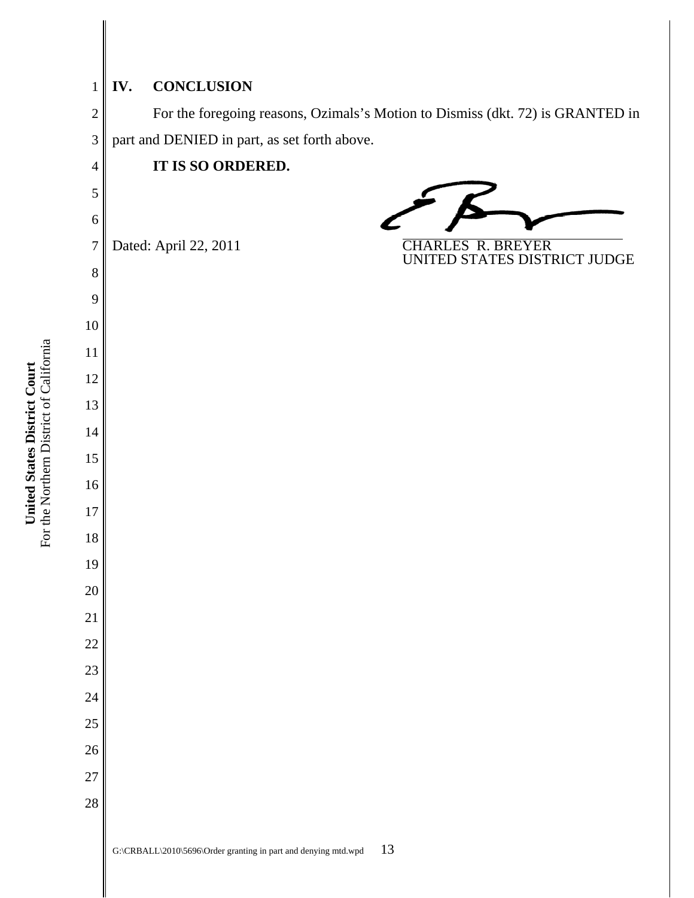## IV. CONCLUSION

For the foregoing reasons, Ozimals's Motion to Dismiss (dkt. 72) is GRANTED in part and DENIED in part, as set forth above.

**IT IS SO ORDERED.**

Dated: April 22, 2011

CHARLES R. BREYER
UNITED STATES DISTRICT JUDGE

G:\CRBALL\2010\5696\Order granting in part and denying mtd.wpd